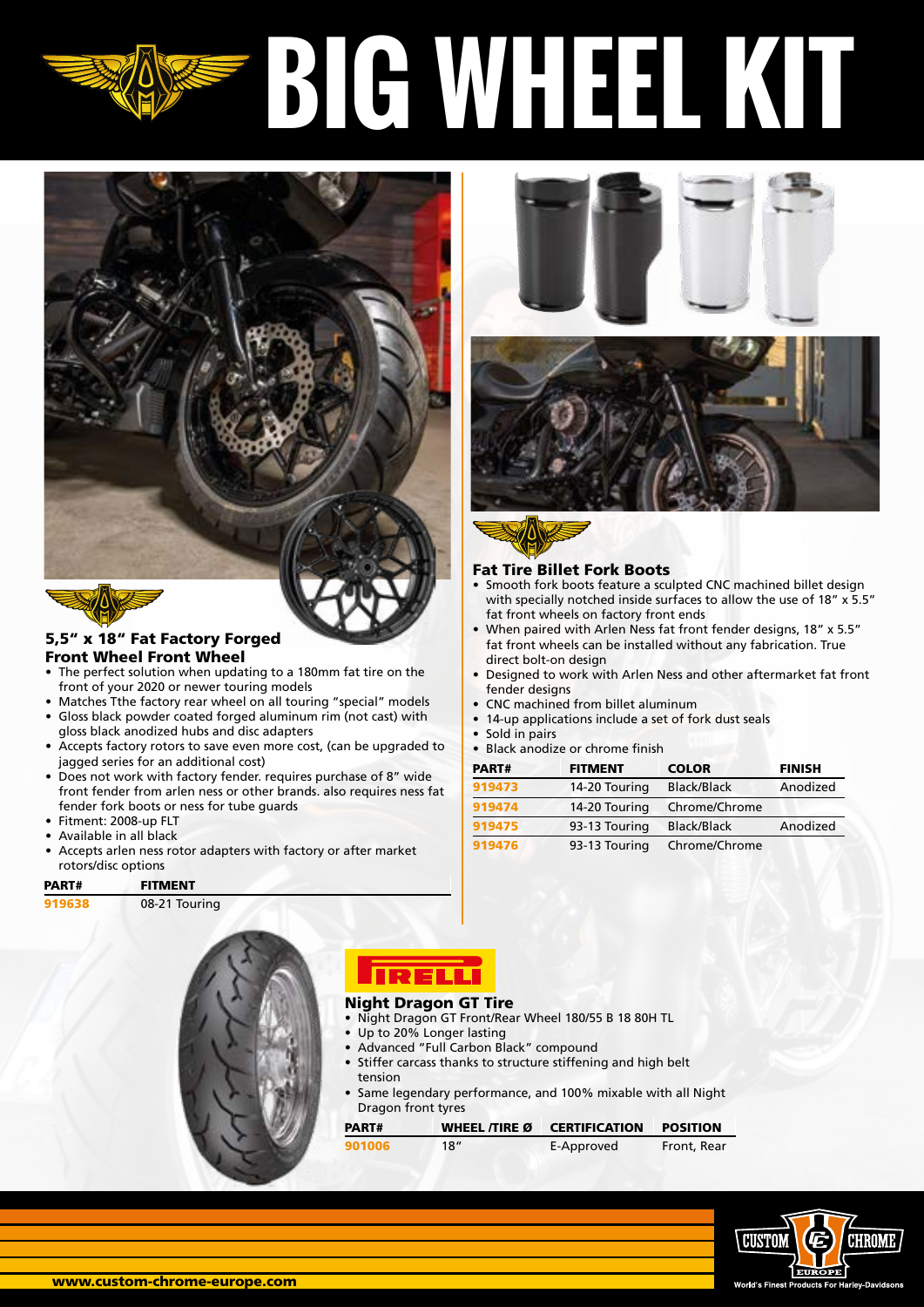# BIG WHEEL KIT

### 5,5" x 18" Fat Factory Forged Front Wheel Front Wheel

- The perfect solution when updating to a 180mm fat tire on the front of your 2020 or newer touring models
- Matches Tthe factory rear wheel on all touring "special" models
- Gloss black powder coated forged aluminum rim (not cast) with gloss black anodized hubs and disc adapters
- Accepts factory rotors to save even more cost, (can be upgraded to jagged series for an additional cost)
- Does not work with factory fender. requires purchase of 8" wide front fender from arlen ness or other brands. also requires ness fat fender fork boots or ness for tube guards
- Fitment: 2008-up FLT
- Available in all black
- Accepts arlen ness rotor adapters with factory or after market rotors/disc options

| PART# | FITMENT |
|---|---|
| 919638 | 08-21 Touring |

### Fat Tire Billet Fork Boots

- Smooth fork boots feature a sculpted CNC machined billet design with specially notched inside surfaces to allow the use of 18" x 5.5" fat front wheels on factory front ends
- When paired with Arlen Ness fat front fender designs, 18" x 5.5" fat front wheels can be installed without any fabrication. True direct bolt-on design
- Designed to work with Arlen Ness and other aftermarket fat front fender designs
- CNC machined from billet aluminum
- 14-up applications include a set of fork dust seals
- Sold in pairs
- Black anodize or chrome finish

| PART# | FITMENT | COLOR | FINISH |
|---|---|---|---|
| 919473 | 14-20 Touring | Black/Black | Anodized |
| 919474 | 14-20 Touring | Chrome/Chrome | |
| 919475 | 93-13 Touring | Black/Black | Anodized |
| 919476 | 93-13 Touring | Chrome/Chrome | |

PIRELLI

### Night Dragon GT Tire

- Night Dragon GT Front/Rear Wheel 180/55 B 18 80H TL
- Up to 20% Longer lasting
- Advanced "Full Carbon Black" compound
- Stiffer carcass thanks to structure stiffening and high belt tension
- Same legendary performance, and 100% mixable with all Night Dragon front tyres

| PART# | WHEEL /TIRE Ø | CERTIFICATION | POSITION |
|---|---|---|---|
| 901006 | 18" | E-Approved | Front, Rear |

www.custom-chrome-europe.com

CUSTOM CHROME EUROPE
World's Finest Products For Harley-Davidsons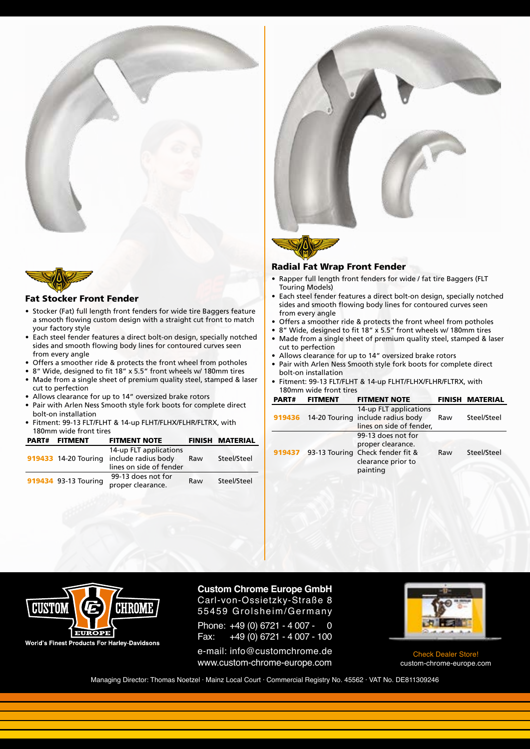## Fat Stocker Front Fender

- Stocker (Fat) full length front fenders for wide tire Baggers feature a smooth flowing custom design with a straight cut front to match your factory style
- Each steel fender features a direct bolt-on design, specially notched sides and smooth flowing body lines for contoured curves seen from every angle
- Offers a smoother ride & protects the front wheel from potholes
- 8" Wide, designed to fit 18" x 5.5" front wheels w/ 180mm tires
- Made from a single sheet of premium quality steel, stamped & laser cut to perfection
- Allows clearance for up to 14" oversized brake rotors
- Pair with Arlen Ness Smooth style fork boots for complete direct bolt-on installation
- Fitment: 99-13 FLT/FLHT & 14-up FLHT/FLHX/FLHR/FLTRX, with 180mm wide front tires

| PART# | FITMENT | FITMENT NOTE | FINISH | MATERIAL |
|---|---|---|---|---|
| 919433 | 14-20 Touring | 14-up FLT applications include radius body lines on side of fender | Raw | Steel/Steel |
| 919434 | 93-13 Touring | 99-13 does not for proper clearance. | Raw | Steel/Steel |

## Radial Fat Wrap Front Fender

- Rapper full length front fenders for wide / fat tire Baggers (FLT Touring Models)
- Each steel fender features a direct bolt-on design, specially notched sides and smooth flowing body lines for contoured curves seen from every angle
- Offers a smoother ride & protects the front wheel from potholes
- 8" Wide, designed to fit 18" x 5.5" front wheels w/ 180mm tires
- Made from a single sheet of premium quality steel, stamped & laser cut to perfection
- Allows clearance for up to 14" oversized brake rotors
- Pair with Arlen Ness Smooth style fork boots for complete direct bolt-on installation
- Fitment: 99-13 FLT/FLHT & 14-up FLHT/FLHX/FLHR/FLTRX, with 180mm wide front tires

| PART# | FITMENT | FITMENT NOTE | FINISH | MATERIAL |
|---|---|---|---|---|
| 919436 | 14-20 Touring | 14-up FLT applications include radius body lines on side of fender, | Raw | Steel/Steel |
| 919437 | 93-13 Touring | 99-13 does not for proper clearance. Check fender fit & clearance prior to painting | Raw | Steel/Steel |

World's Finest Products For Harley-Davidsons

**Custom Chrome Europe GmbH**
Carl-von-Ossietzky-Straße 8
55459 Grolsheim/Germany

Phone: +49 (0) 6721 - 4 007 - 0
Fax: +49 (0) 6721 - 4 007 - 100

e-mail: info@customchrome.de
www.custom-chrome-europe.com

Check Dealer Store!
custom-chrome-europe.com

Managing Director: Thomas Noetzel · Mainz Local Court · Commercial Registry No. 45562 · VAT No. DE811309246